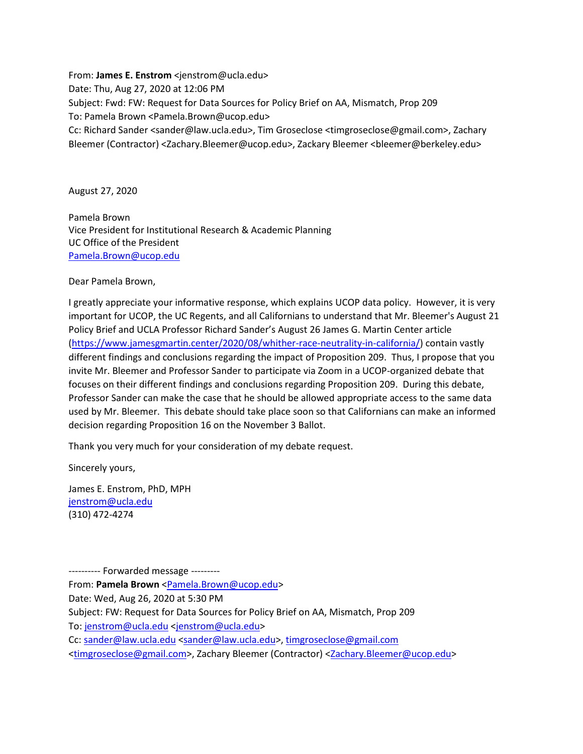From: **James E. Enstrom** <jenstrom@ucla.edu>
Date: Thu, Aug 27, 2020 at 12:06 PM
Subject: Fwd: FW: Request for Data Sources for Policy Brief on AA, Mismatch, Prop 209
To: Pamela Brown <Pamela.Brown@ucop.edu>
Cc: Richard Sander <sander@law.ucla.edu>, Tim Groseclose <timgroseclose@gmail.com>, Zachary Bleemer (Contractor) <Zachary.Bleemer@ucop.edu>, Zackary Bleemer <bleemer@berkeley.edu>

August 27, 2020

Pamela Brown
Vice President for Institutional Research & Academic Planning
UC Office of the President
Pamela.Brown@ucop.edu

Dear Pamela Brown,

I greatly appreciate your informative response, which explains UCOP data policy. However, it is very important for UCOP, the UC Regents, and all Californians to understand that Mr. Bleemer's August 21 Policy Brief and UCLA Professor Richard Sander's August 26 James G. Martin Center article (https://www.jamesgmartin.center/2020/08/whither-race-neutrality-in-california/) contain vastly different findings and conclusions regarding the impact of Proposition 209. Thus, I propose that you invite Mr. Bleemer and Professor Sander to participate via Zoom in a UCOP-organized debate that focuses on their different findings and conclusions regarding Proposition 209. During this debate, Professor Sander can make the case that he should be allowed appropriate access to the same data used by Mr. Bleemer. This debate should take place soon so that Californians can make an informed decision regarding Proposition 16 on the November 3 Ballot.

Thank you very much for your consideration of my debate request.

Sincerely yours,

James E. Enstrom, PhD, MPH
jenstrom@ucla.edu
(310) 472-4274

---------- Forwarded message ---------
From: **Pamela Brown** <Pamela.Brown@ucop.edu>
Date: Wed, Aug 26, 2020 at 5:30 PM
Subject: FW: Request for Data Sources for Policy Brief on AA, Mismatch, Prop 209
To: jenstrom@ucla.edu <jenstrom@ucla.edu>
Cc: sander@law.ucla.edu <sander@law.ucla.edu>, timgroseclose@gmail.com <timgroseclose@gmail.com>, Zachary Bleemer (Contractor) <Zachary.Bleemer@ucop.edu>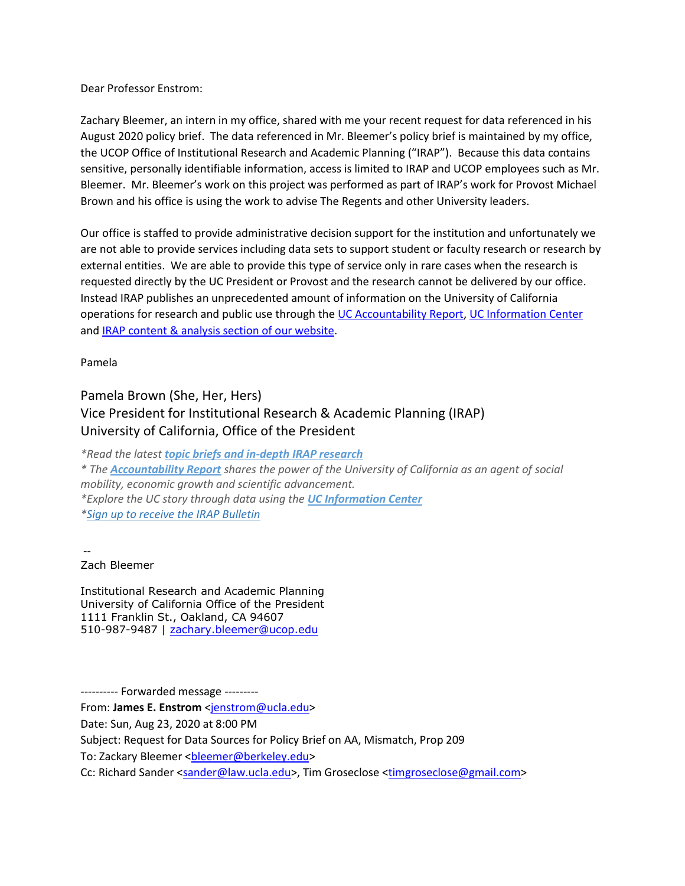Dear Professor Enstrom:

Zachary Bleemer, an intern in my office, shared with me your recent request for data referenced in his August 2020 policy brief. The data referenced in Mr. Bleemer's policy brief is maintained by my office, the UCOP Office of Institutional Research and Academic Planning ("IRAP"). Because this data contains sensitive, personally identifiable information, access is limited to IRAP and UCOP employees such as Mr. Bleemer. Mr. Bleemer's work on this project was performed as part of IRAP's work for Provost Michael Brown and his office is using the work to advise The Regents and other University leaders.

Our office is staffed to provide administrative decision support for the institution and unfortunately we are not able to provide services including data sets to support student or faculty research or research by external entities. We are able to provide this type of service only in rare cases when the research is requested directly by the UC President or Provost and the research cannot be delivered by our office. Instead IRAP publishes an unprecedented amount of information on the University of California operations for research and public use through the UC Accountability Report, UC Information Center and IRAP content & analysis section of our website.

Pamela

Pamela Brown (She, Her, Hers)
Vice President for Institutional Research & Academic Planning (IRAP)
University of California, Office of the President

*\*Read the latest **topic briefs and in-depth IRAP research***
*\* The **Accountability Report** shares the power of the University of California as an agent of social mobility, economic growth and scientific advancement.*
*\*Explore the UC story through data using the **UC Information Center***
*\*Sign up to receive the IRAP Bulletin*

--
Zach Bleemer

Institutional Research and Academic Planning
University of California Office of the President
1111 Franklin St., Oakland, CA 94607
510-987-9487 | zachary.bleemer@ucop.edu

---------- Forwarded message ---------
From: **James E. Enstrom** <jenstrom@ucla.edu>
Date: Sun, Aug 23, 2020 at 8:00 PM
Subject: Request for Data Sources for Policy Brief on AA, Mismatch, Prop 209
To: Zackary Bleemer <bleemer@berkeley.edu>
Cc: Richard Sander <sander@law.ucla.edu>, Tim Groseclose <timgroseclose@gmail.com>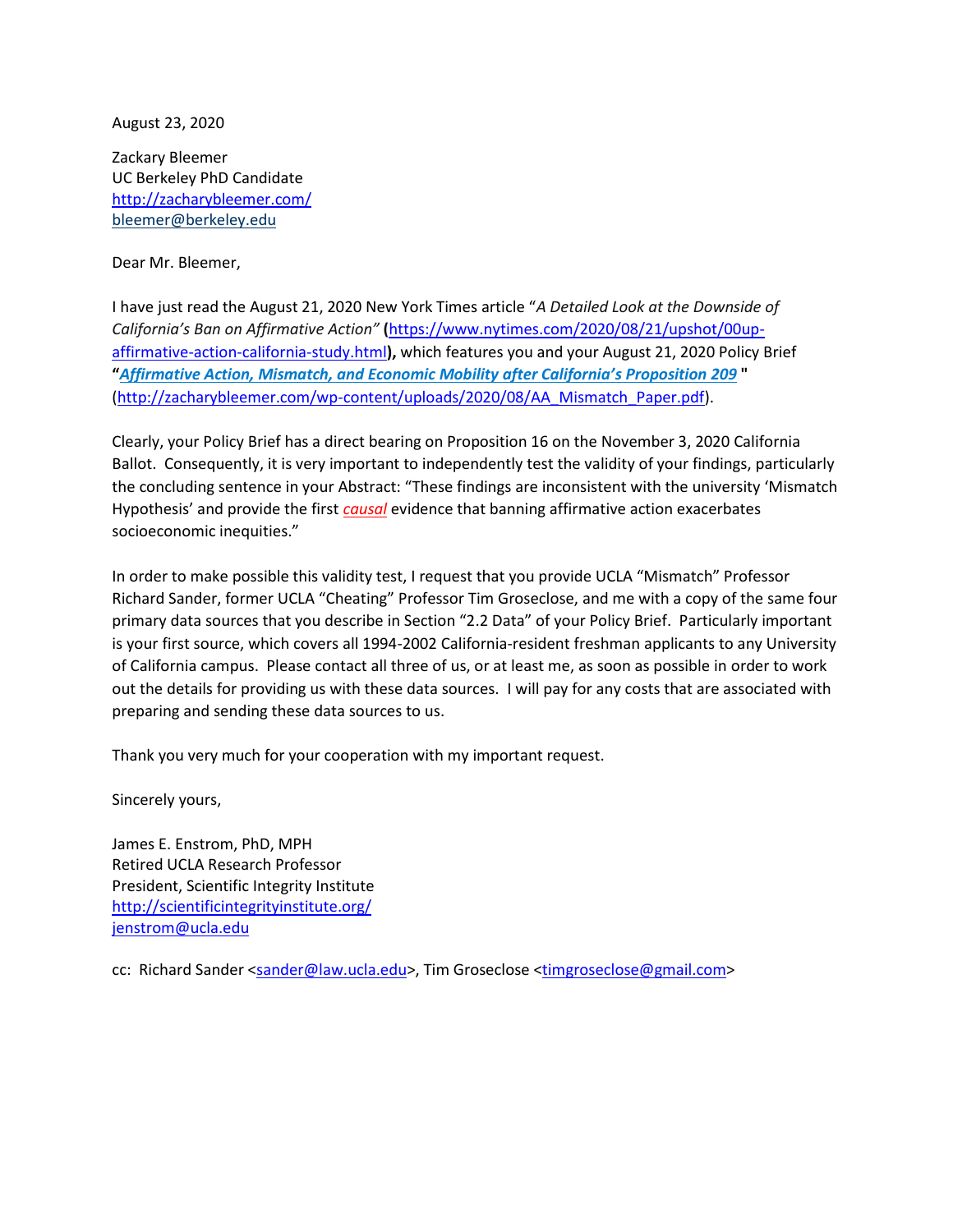August 23, 2020

Zackary Bleemer
UC Berkeley PhD Candidate
http://zacharybleemer.com/
bleemer@berkeley.edu

Dear Mr. Bleemer,

I have just read the August 21, 2020 New York Times article "*A Detailed Look at the Downside of California's Ban on Affirmative Action*" **(**https://www.nytimes.com/2020/08/21/upshot/00up-affirmative-action-california-study.html**),** which features you and your August 21, 2020 Policy Brief **"*Affirmative Action, Mismatch, and Economic Mobility after California's Proposition 209*"** (http://zacharybleemer.com/wp-content/uploads/2020/08/AA_Mismatch_Paper.pdf).

Clearly, your Policy Brief has a direct bearing on Proposition 16 on the November 3, 2020 California Ballot. Consequently, it is very important to independently test the validity of your findings, particularly the concluding sentence in your Abstract: "These findings are inconsistent with the university 'Mismatch Hypothesis' and provide the first *causal* evidence that banning affirmative action exacerbates socioeconomic inequities."

In order to make possible this validity test, I request that you provide UCLA "Mismatch" Professor Richard Sander, former UCLA "Cheating" Professor Tim Groseclose, and me with a copy of the same four primary data sources that you describe in Section "2.2 Data" of your Policy Brief. Particularly important is your first source, which covers all 1994-2002 California-resident freshman applicants to any University of California campus. Please contact all three of us, or at least me, as soon as possible in order to work out the details for providing us with these data sources. I will pay for any costs that are associated with preparing and sending these data sources to us.

Thank you very much for your cooperation with my important request.

Sincerely yours,

James E. Enstrom, PhD, MPH
Retired UCLA Research Professor
President, Scientific Integrity Institute
http://scientificintegrityinstitute.org/
jenstrom@ucla.edu

cc: Richard Sander <sander@law.ucla.edu>, Tim Groseclose <timgroseclose@gmail.com>